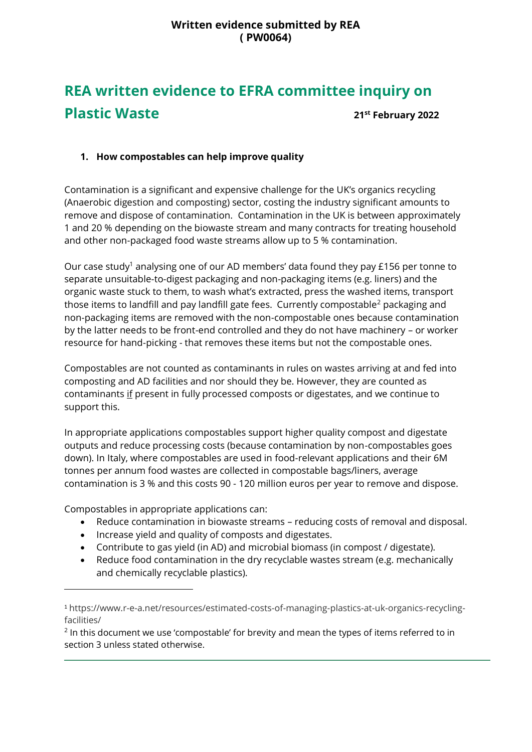**Written evidence submitted by REA**
**( PW0064)**

# REA written evidence to EFRA committee inquiry on Plastic Waste

**21st February 2022**

## 1. How compostables can help improve quality

Contamination is a significant and expensive challenge for the UK's organics recycling (Anaerobic digestion and composting) sector, costing the industry significant amounts to remove and dispose of contamination. Contamination in the UK is between approximately 1 and 20 % depending on the biowaste stream and many contracts for treating household and other non-packaged food waste streams allow up to 5 % contamination.

Our case study[1] analysing one of our AD members' data found they pay £156 per tonne to separate unsuitable-to-digest packaging and non-packaging items (e.g. liners) and the organic waste stuck to them, to wash what's extracted, press the washed items, transport those items to landfill and pay landfill gate fees. Currently compostable[2] packaging and non-packaging items are removed with the non-compostable ones because contamination by the latter needs to be front-end controlled and they do not have machinery – or worker resource for hand-picking - that removes these items but not the compostable ones.

Compostables are not counted as contaminants in rules on wastes arriving at and fed into composting and AD facilities and nor should they be. However, they are counted as contaminants if present in fully processed composts or digestates, and we continue to support this.

In appropriate applications compostables support higher quality compost and digestate outputs and reduce processing costs (because contamination by non-compostables goes down). In Italy, where compostables are used in food-relevant applications and their 6M tonnes per annum food wastes are collected in compostable bags/liners, average contamination is 3 % and this costs 90 - 120 million euros per year to remove and dispose.

Compostables in appropriate applications can:

- Reduce contamination in biowaste streams – reducing costs of removal and disposal.
- Increase yield and quality of composts and digestates.
- Contribute to gas yield (in AD) and microbial biomass (in compost / digestate).
- Reduce food contamination in the dry recyclable wastes stream (e.g. mechanically and chemically recyclable plastics).

---

[1] https://www.r-e-a.net/resources/estimated-costs-of-managing-plastics-at-uk-organics-recycling-facilities/

[2] In this document we use 'compostable' for brevity and mean the types of items referred to in section 3 unless stated otherwise.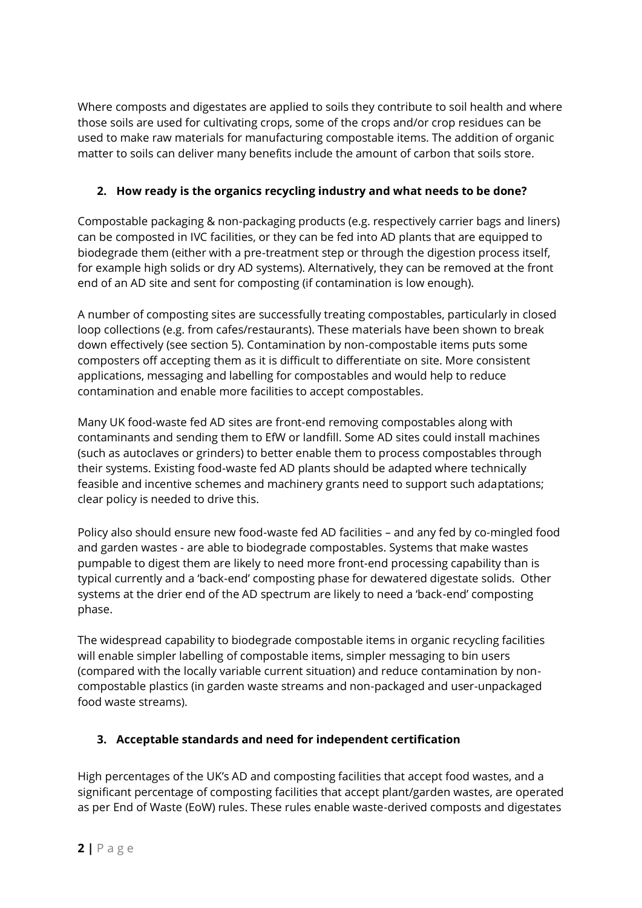Where composts and digestates are applied to soils they contribute to soil health and where those soils are used for cultivating crops, some of the crops and/or crop residues can be used to make raw materials for manufacturing compostable items. The addition of organic matter to soils can deliver many benefits include the amount of carbon that soils store.

## 2. How ready is the organics recycling industry and what needs to be done?

Compostable packaging & non-packaging products (e.g. respectively carrier bags and liners) can be composted in IVC facilities, or they can be fed into AD plants that are equipped to biodegrade them (either with a pre-treatment step or through the digestion process itself, for example high solids or dry AD systems). Alternatively, they can be removed at the front end of an AD site and sent for composting (if contamination is low enough).

A number of composting sites are successfully treating compostables, particularly in closed loop collections (e.g. from cafes/restaurants). These materials have been shown to break down effectively (see section 5). Contamination by non-compostable items puts some composters off accepting them as it is difficult to differentiate on site. More consistent applications, messaging and labelling for compostables and would help to reduce contamination and enable more facilities to accept compostables.

Many UK food-waste fed AD sites are front-end removing compostables along with contaminants and sending them to EfW or landfill. Some AD sites could install machines (such as autoclaves or grinders) to better enable them to process compostables through their systems. Existing food-waste fed AD plants should be adapted where technically feasible and incentive schemes and machinery grants need to support such adaptations; clear policy is needed to drive this.

Policy also should ensure new food-waste fed AD facilities – and any fed by co-mingled food and garden wastes - are able to biodegrade compostables. Systems that make wastes pumpable to digest them are likely to need more front-end processing capability than is typical currently and a 'back-end' composting phase for dewatered digestate solids. Other systems at the drier end of the AD spectrum are likely to need a 'back-end' composting phase.

The widespread capability to biodegrade compostable items in organic recycling facilities will enable simpler labelling of compostable items, simpler messaging to bin users (compared with the locally variable current situation) and reduce contamination by non-compostable plastics (in garden waste streams and non-packaged and user-unpackaged food waste streams).

## 3. Acceptable standards and need for independent certification

High percentages of the UK's AD and composting facilities that accept food wastes, and a significant percentage of composting facilities that accept plant/garden wastes, are operated as per End of Waste (EoW) rules. These rules enable waste-derived composts and digestates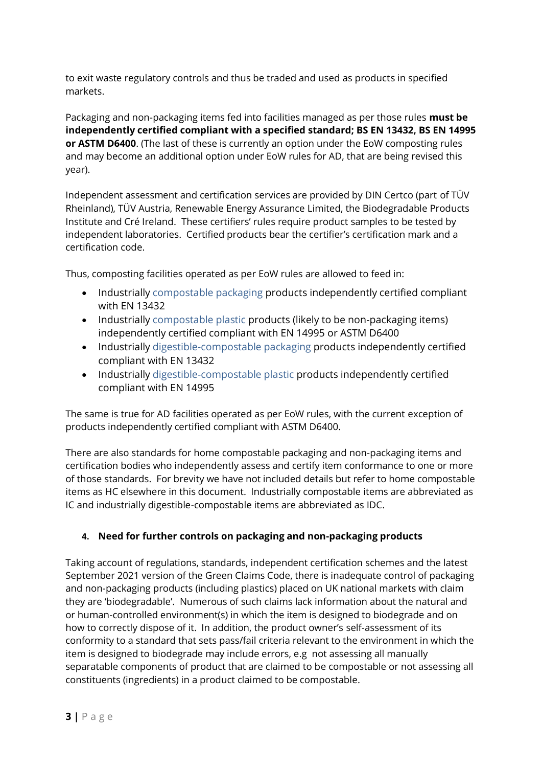to exit waste regulatory controls and thus be traded and used as products in specified markets.

Packaging and non-packaging items fed into facilities managed as per those rules **must be independently certified compliant with a specified standard; BS EN 13432, BS EN 14995 or ASTM D6400**. (The last of these is currently an option under the EoW composting rules and may become an additional option under EoW rules for AD, that are being revised this year).

Independent assessment and certification services are provided by DIN Certco (part of TÜV Rheinland), TÜV Austria, Renewable Energy Assurance Limited, the Biodegradable Products Institute and Cré Ireland. These certifiers' rules require product samples to be tested by independent laboratories. Certified products bear the certifier's certification mark and a certification code.

Thus, composting facilities operated as per EoW rules are allowed to feed in:

- Industrially compostable packaging products independently certified compliant with EN 13432
- Industrially compostable plastic products (likely to be non-packaging items) independently certified compliant with EN 14995 or ASTM D6400
- Industrially digestible-compostable packaging products independently certified compliant with EN 13432
- Industrially digestible-compostable plastic products independently certified compliant with EN 14995

The same is true for AD facilities operated as per EoW rules, with the current exception of products independently certified compliant with ASTM D6400.

There are also standards for home compostable packaging and non-packaging items and certification bodies who independently assess and certify item conformance to one or more of those standards. For brevity we have not included details but refer to home compostable items as HC elsewhere in this document. Industrially compostable items are abbreviated as IC and industrially digestible-compostable items are abbreviated as IDC.

## 4. Need for further controls on packaging and non-packaging products

Taking account of regulations, standards, independent certification schemes and the latest September 2021 version of the Green Claims Code, there is inadequate control of packaging and non-packaging products (including plastics) placed on UK national markets with claim they are 'biodegradable'. Numerous of such claims lack information about the natural and or human-controlled environment(s) in which the item is designed to biodegrade and on how to correctly dispose of it. In addition, the product owner's self-assessment of its conformity to a standard that sets pass/fail criteria relevant to the environment in which the item is designed to biodegrade may include errors, e.g not assessing all manually separatable components of product that are claimed to be compostable or not assessing all constituents (ingredients) in a product claimed to be compostable.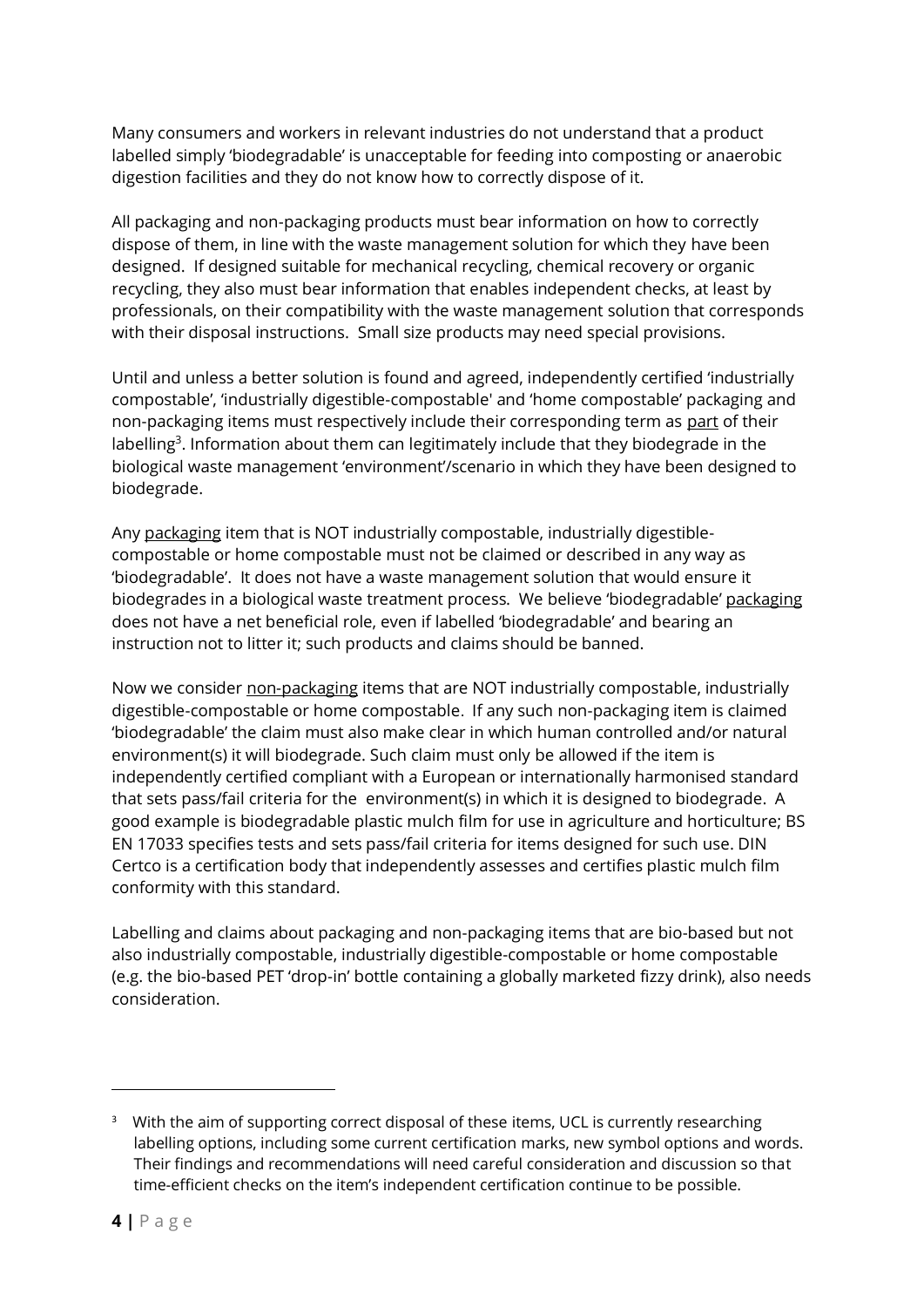Many consumers and workers in relevant industries do not understand that a product labelled simply 'biodegradable' is unacceptable for feeding into composting or anaerobic digestion facilities and they do not know how to correctly dispose of it.

All packaging and non-packaging products must bear information on how to correctly dispose of them, in line with the waste management solution for which they have been designed. If designed suitable for mechanical recycling, chemical recovery or organic recycling, they also must bear information that enables independent checks, at least by professionals, on their compatibility with the waste management solution that corresponds with their disposal instructions. Small size products may need special provisions.

Until and unless a better solution is found and agreed, independently certified 'industrially compostable', 'industrially digestible-compostable' and 'home compostable' packaging and non-packaging items must respectively include their corresponding term as part of their labelling[3]. Information about them can legitimately include that they biodegrade in the biological waste management 'environment'/scenario in which they have been designed to biodegrade.

Any packaging item that is NOT industrially compostable, industrially digestible-compostable or home compostable must not be claimed or described in any way as 'biodegradable'. It does not have a waste management solution that would ensure it biodegrades in a biological waste treatment process. We believe 'biodegradable' packaging does not have a net beneficial role, even if labelled 'biodegradable' and bearing an instruction not to litter it; such products and claims should be banned.

Now we consider non-packaging items that are NOT industrially compostable, industrially digestible-compostable or home compostable. If any such non-packaging item is claimed 'biodegradable' the claim must also make clear in which human controlled and/or natural environment(s) it will biodegrade. Such claim must only be allowed if the item is independently certified compliant with a European or internationally harmonised standard that sets pass/fail criteria for the environment(s) in which it is designed to biodegrade. A good example is biodegradable plastic mulch film for use in agriculture and horticulture; BS EN 17033 specifies tests and sets pass/fail criteria for items designed for such use. DIN Certco is a certification body that independently assesses and certifies plastic mulch film conformity with this standard.

Labelling and claims about packaging and non-packaging items that are bio-based but not also industrially compostable, industrially digestible-compostable or home compostable (e.g. the bio-based PET 'drop-in' bottle containing a globally marketed fizzy drink), also needs consideration.

---

[3] With the aim of supporting correct disposal of these items, UCL is currently researching labelling options, including some current certification marks, new symbol options and words. Their findings and recommendations will need careful consideration and discussion so that time-efficient checks on the item's independent certification continue to be possible.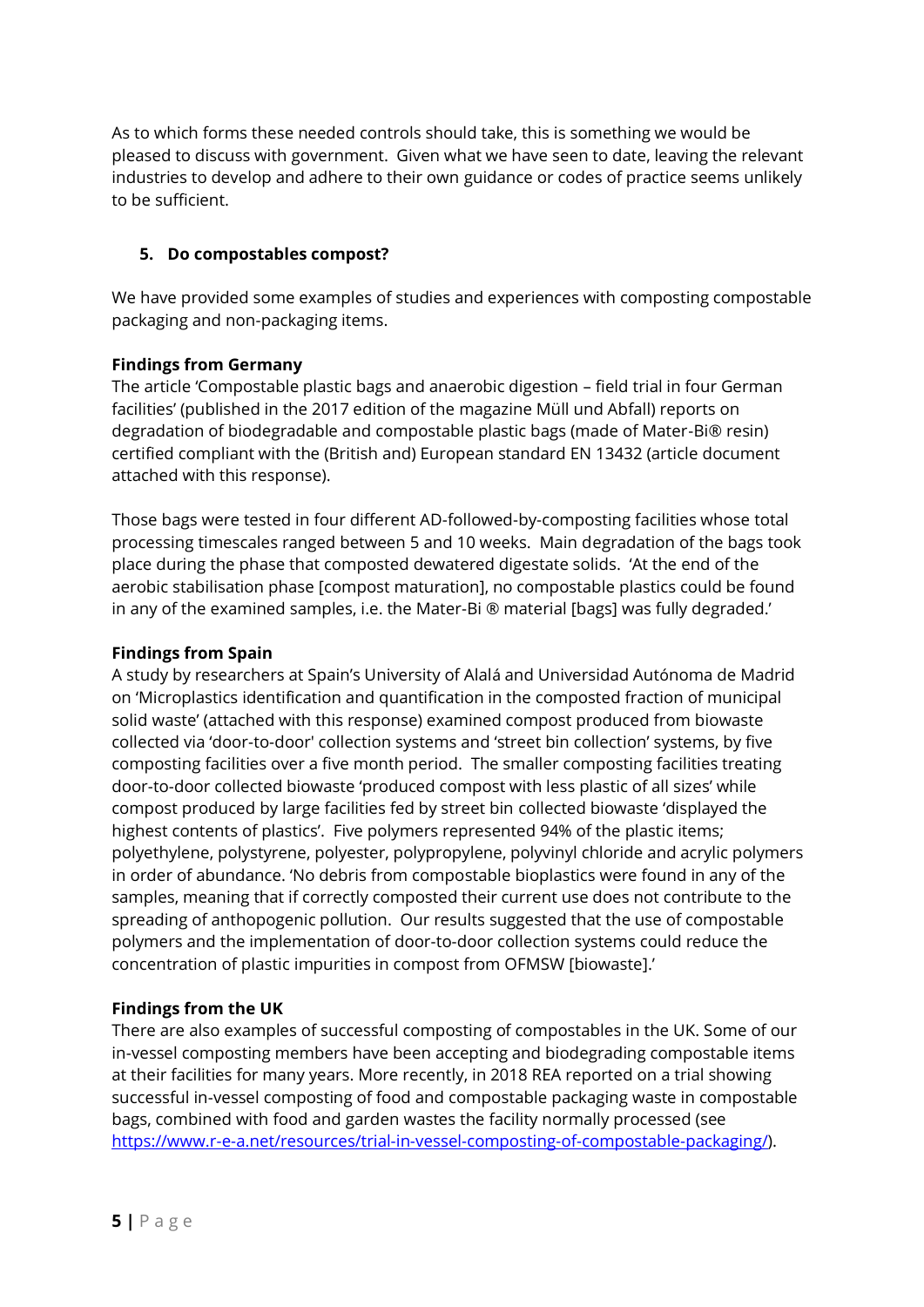As to which forms these needed controls should take, this is something we would be pleased to discuss with government. Given what we have seen to date, leaving the relevant industries to develop and adhere to their own guidance or codes of practice seems unlikely to be sufficient.

## 5. Do compostables compost?

We have provided some examples of studies and experiences with composting compostable packaging and non-packaging items.

**Findings from Germany**
The article 'Compostable plastic bags and anaerobic digestion – field trial in four German facilities' (published in the 2017 edition of the magazine Müll und Abfall) reports on degradation of biodegradable and compostable plastic bags (made of Mater-Bi® resin) certified compliant with the (British and) European standard EN 13432 (article document attached with this response).

Those bags were tested in four different AD-followed-by-composting facilities whose total processing timescales ranged between 5 and 10 weeks. Main degradation of the bags took place during the phase that composted dewatered digestate solids. 'At the end of the aerobic stabilisation phase [compost maturation], no compostable plastics could be found in any of the examined samples, i.e. the Mater-Bi ® material [bags] was fully degraded.'

**Findings from Spain**
A study by researchers at Spain's University of Alalá and Universidad Autónoma de Madrid on 'Microplastics identification and quantification in the composted fraction of municipal solid waste' (attached with this response) examined compost produced from biowaste collected via 'door-to-door' collection systems and 'street bin collection' systems, by five composting facilities over a five month period. The smaller composting facilities treating door-to-door collected biowaste 'produced compost with less plastic of all sizes' while compost produced by large facilities fed by street bin collected biowaste 'displayed the highest contents of plastics'. Five polymers represented 94% of the plastic items; polyethylene, polystyrene, polyester, polypropylene, polyvinyl chloride and acrylic polymers in order of abundance. 'No debris from compostable bioplastics were found in any of the samples, meaning that if correctly composted their current use does not contribute to the spreading of anthopogenic pollution. Our results suggested that the use of compostable polymers and the implementation of door-to-door collection systems could reduce the concentration of plastic impurities in compost from OFMSW [biowaste].'

**Findings from the UK**
There are also examples of successful composting of compostables in the UK. Some of our in-vessel composting members have been accepting and biodegrading compostable items at their facilities for many years. More recently, in 2018 REA reported on a trial showing successful in-vessel composting of food and compostable packaging waste in compostable bags, combined with food and garden wastes the facility normally processed (see https://www.r-e-a.net/resources/trial-in-vessel-composting-of-compostable-packaging/).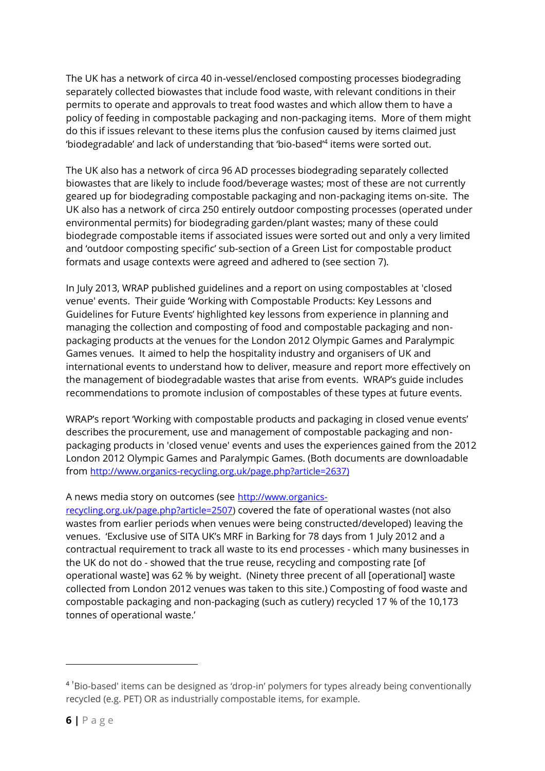The UK has a network of circa 40 in-vessel/enclosed composting processes biodegrading separately collected biowastes that include food waste, with relevant conditions in their permits to operate and approvals to treat food wastes and which allow them to have a policy of feeding in compostable packaging and non-packaging items. More of them might do this if issues relevant to these items plus the confusion caused by items claimed just 'biodegradable' and lack of understanding that 'bio-based'[4] items were sorted out.

The UK also has a network of circa 96 AD processes biodegrading separately collected biowastes that are likely to include food/beverage wastes; most of these are not currently geared up for biodegrading compostable packaging and non-packaging items on-site. The UK also has a network of circa 250 entirely outdoor composting processes (operated under environmental permits) for biodegrading garden/plant wastes; many of these could biodegrade compostable items if associated issues were sorted out and only a very limited and 'outdoor composting specific' sub-section of a Green List for compostable product formats and usage contexts were agreed and adhered to (see section 7).

In July 2013, WRAP published guidelines and a report on using compostables at 'closed venue' events. Their guide 'Working with Compostable Products: Key Lessons and Guidelines for Future Events' highlighted key lessons from experience in planning and managing the collection and composting of food and compostable packaging and non-packaging products at the venues for the London 2012 Olympic Games and Paralympic Games venues. It aimed to help the hospitality industry and organisers of UK and international events to understand how to deliver, measure and report more effectively on the management of biodegradable wastes that arise from events. WRAP's guide includes recommendations to promote inclusion of compostables of these types at future events.

WRAP's report 'Working with compostable products and packaging in closed venue events' describes the procurement, use and management of compostable packaging and non-packaging products in 'closed venue' events and uses the experiences gained from the 2012 London 2012 Olympic Games and Paralympic Games. (Both documents are downloadable from http://www.organics-recycling.org.uk/page.php?article=2637)

A news media story on outcomes (see http://www.organics-recycling.org.uk/page.php?article=2507) covered the fate of operational wastes (not also wastes from earlier periods when venues were being constructed/developed) leaving the venues. 'Exclusive use of SITA UK's MRF in Barking for 78 days from 1 July 2012 and a contractual requirement to track all waste to its end processes - which many businesses in the UK do not do - showed that the true reuse, recycling and composting rate [of operational waste] was 62 % by weight. (Ninety three precent of all [operational] waste collected from London 2012 venues was taken to this site.) Composting of food waste and compostable packaging and non-packaging (such as cutlery) recycled 17 % of the 10,173 tonnes of operational waste.'

---

[4] 'Bio-based' items can be designed as 'drop-in' polymers for types already being conventionally recycled (e.g. PET) OR as industrially compostable items, for example.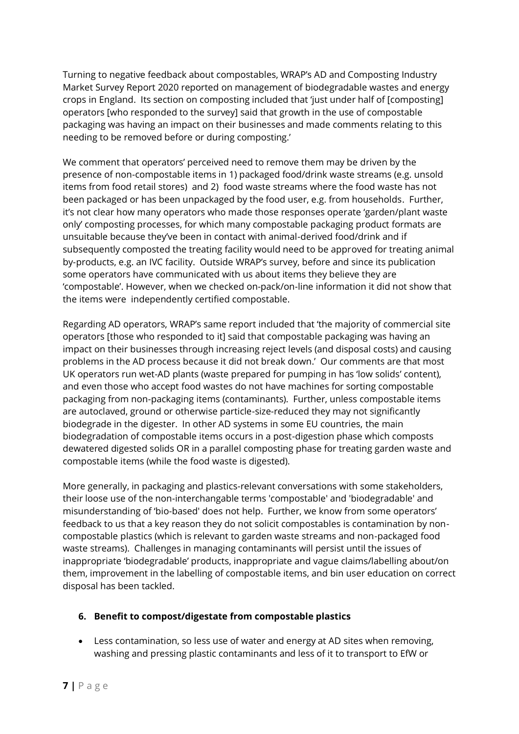Turning to negative feedback about compostables, WRAP's AD and Composting Industry Market Survey Report 2020 reported on management of biodegradable wastes and energy crops in England. Its section on composting included that 'just under half of [composting] operators [who responded to the survey] said that growth in the use of compostable packaging was having an impact on their businesses and made comments relating to this needing to be removed before or during composting.'

We comment that operators' perceived need to remove them may be driven by the presence of non-compostable items in 1) packaged food/drink waste streams (e.g. unsold items from food retail stores) and 2) food waste streams where the food waste has not been packaged or has been unpackaged by the food user, e.g. from households. Further, it's not clear how many operators who made those responses operate 'garden/plant waste only' composting processes, for which many compostable packaging product formats are unsuitable because they've been in contact with animal-derived food/drink and if subsequently composted the treating facility would need to be approved for treating animal by-products, e.g. an IVC facility. Outside WRAP's survey, before and since its publication some operators have communicated with us about items they believe they are 'compostable'. However, when we checked on-pack/on-line information it did not show that the items were independently certified compostable.

Regarding AD operators, WRAP's same report included that 'the majority of commercial site operators [those who responded to it] said that compostable packaging was having an impact on their businesses through increasing reject levels (and disposal costs) and causing problems in the AD process because it did not break down.' Our comments are that most UK operators run wet-AD plants (waste prepared for pumping in has 'low solids' content), and even those who accept food wastes do not have machines for sorting compostable packaging from non-packaging items (contaminants). Further, unless compostable items are autoclaved, ground or otherwise particle-size-reduced they may not significantly biodegrade in the digester. In other AD systems in some EU countries, the main biodegradation of compostable items occurs in a post-digestion phase which composts dewatered digested solids OR in a parallel composting phase for treating garden waste and compostable items (while the food waste is digested).

More generally, in packaging and plastics-relevant conversations with some stakeholders, their loose use of the non-interchangable terms 'compostable' and 'biodegradable' and misunderstanding of 'bio-based' does not help. Further, we know from some operators' feedback to us that a key reason they do not solicit compostables is contamination by non-compostable plastics (which is relevant to garden waste streams and non-packaged food waste streams). Challenges in managing contaminants will persist until the issues of inappropriate 'biodegradable' products, inappropriate and vague claims/labelling about/on them, improvement in the labelling of compostable items, and bin user education on correct disposal has been tackled.

## 6. Benefit to compost/digestate from compostable plastics

- Less contamination, so less use of water and energy at AD sites when removing, washing and pressing plastic contaminants and less of it to transport to EfW or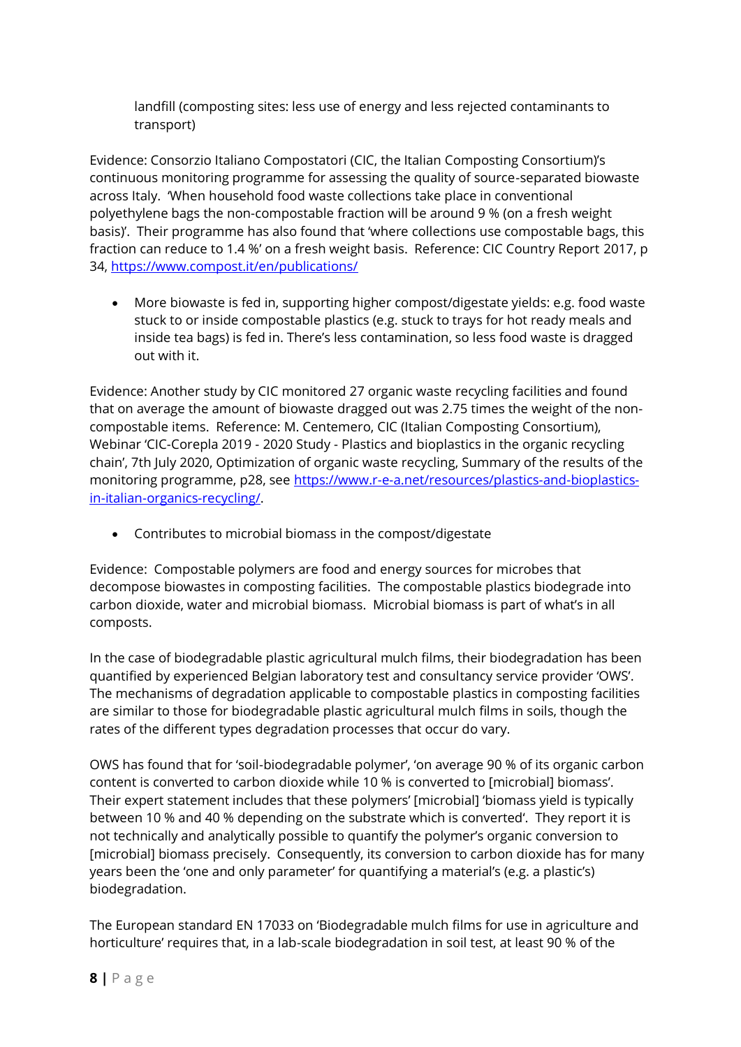landfill (composting sites: less use of energy and less rejected contaminants to transport)

Evidence: Consorzio Italiano Compostatori (CIC, the Italian Composting Consortium)'s continuous monitoring programme for assessing the quality of source-separated biowaste across Italy. 'When household food waste collections take place in conventional polyethylene bags the non-compostable fraction will be around 9 % (on a fresh weight basis)'. Their programme has also found that 'where collections use compostable bags, this fraction can reduce to 1.4 %' on a fresh weight basis. Reference: CIC Country Report 2017, p 34, https://www.compost.it/en/publications/

- More biowaste is fed in, supporting higher compost/digestate yields: e.g. food waste stuck to or inside compostable plastics (e.g. stuck to trays for hot ready meals and inside tea bags) is fed in. There's less contamination, so less food waste is dragged out with it.

Evidence: Another study by CIC monitored 27 organic waste recycling facilities and found that on average the amount of biowaste dragged out was 2.75 times the weight of the non-compostable items. Reference: M. Centemero, CIC (Italian Composting Consortium), Webinar 'CIC-Corepla 2019 - 2020 Study - Plastics and bioplastics in the organic recycling chain', 7th July 2020, Optimization of organic waste recycling, Summary of the results of the monitoring programme, p28, see https://www.r-e-a.net/resources/plastics-and-bioplastics-in-italian-organics-recycling/.

- Contributes to microbial biomass in the compost/digestate

Evidence: Compostable polymers are food and energy sources for microbes that decompose biowastes in composting facilities. The compostable plastics biodegrade into carbon dioxide, water and microbial biomass. Microbial biomass is part of what's in all composts.

In the case of biodegradable plastic agricultural mulch films, their biodegradation has been quantified by experienced Belgian laboratory test and consultancy service provider 'OWS'. The mechanisms of degradation applicable to compostable plastics in composting facilities are similar to those for biodegradable plastic agricultural mulch films in soils, though the rates of the different types degradation processes that occur do vary.

OWS has found that for 'soil-biodegradable polymer', 'on average 90 % of its organic carbon content is converted to carbon dioxide while 10 % is converted to [microbial] biomass'. Their expert statement includes that these polymers' [microbial] 'biomass yield is typically between 10 % and 40 % depending on the substrate which is converted'. They report it is not technically and analytically possible to quantify the polymer's organic conversion to [microbial] biomass precisely. Consequently, its conversion to carbon dioxide has for many years been the 'one and only parameter' for quantifying a material's (e.g. a plastic's) biodegradation.

The European standard EN 17033 on 'Biodegradable mulch films for use in agriculture and horticulture' requires that, in a lab-scale biodegradation in soil test, at least 90 % of the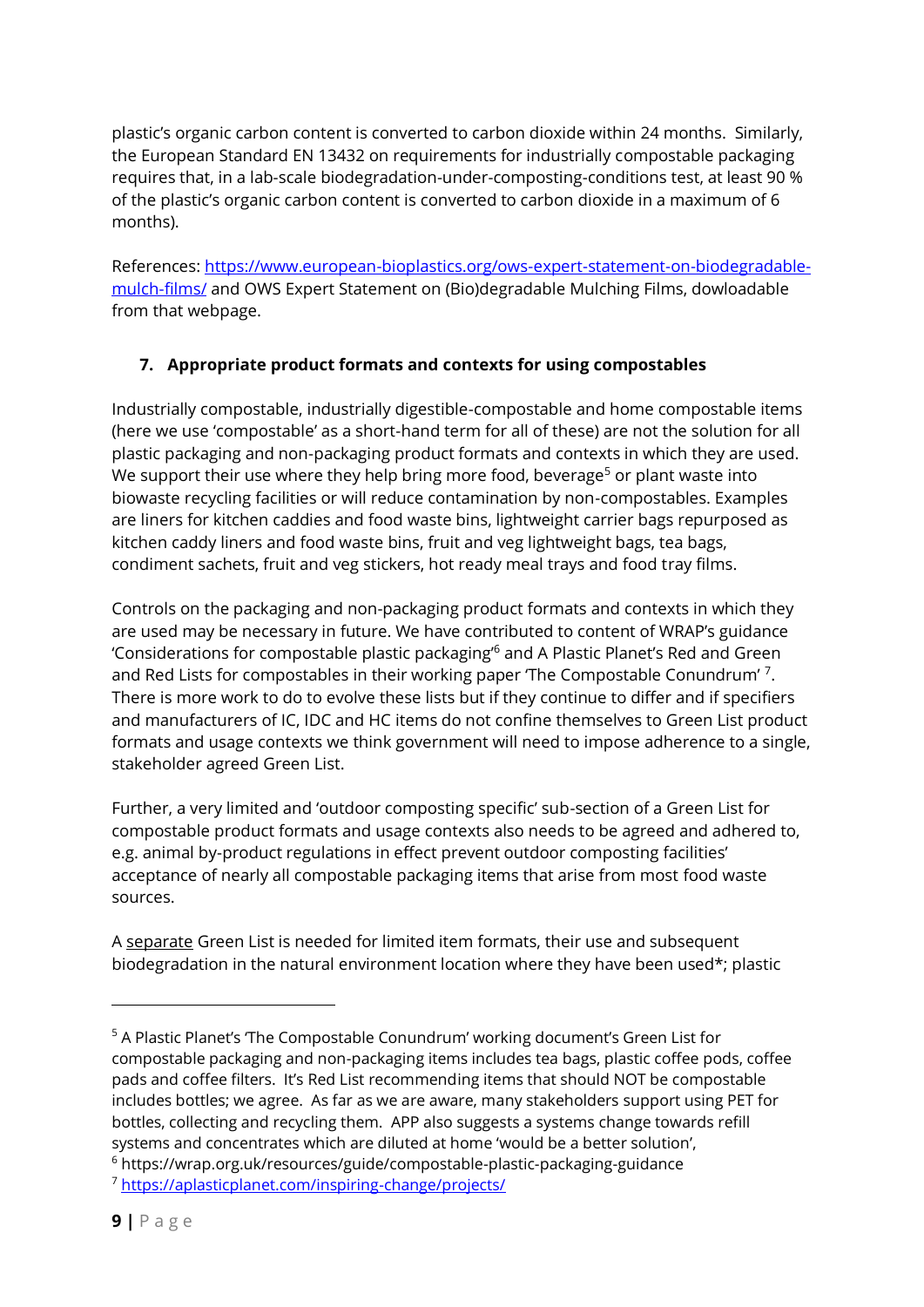plastic's organic carbon content is converted to carbon dioxide within 24 months. Similarly, the European Standard EN 13432 on requirements for industrially compostable packaging requires that, in a lab-scale biodegradation-under-composting-conditions test, at least 90 % of the plastic's organic carbon content is converted to carbon dioxide in a maximum of 6 months).

References: [https://www.european-bioplastics.org/ows-expert-statement-on-biodegradable-mulch-films/](https://www.european-bioplastics.org/ows-expert-statement-on-biodegradable-mulch-films/) and OWS Expert Statement on (Bio)degradable Mulching Films, dowloadable from that webpage.

## 7. Appropriate product formats and contexts for using compostables

Industrially compostable, industrially digestible-compostable and home compostable items (here we use 'compostable' as a short-hand term for all of these) are not the solution for all plastic packaging and non-packaging product formats and contexts in which they are used. We support their use where they help bring more food, beverage[5] or plant waste into biowaste recycling facilities or will reduce contamination by non-compostables. Examples are liners for kitchen caddies and food waste bins, lightweight carrier bags repurposed as kitchen caddy liners and food waste bins, fruit and veg lightweight bags, tea bags, condiment sachets, fruit and veg stickers, hot ready meal trays and food tray films.

Controls on the packaging and non-packaging product formats and contexts in which they are used may be necessary in future. We have contributed to content of WRAP's guidance 'Considerations for compostable plastic packaging'[6] and A Plastic Planet's Red and Green and Red Lists for compostables in their working paper 'The Compostable Conundrum' [7]. There is more work to do to evolve these lists but if they continue to differ and if specifiers and manufacturers of IC, IDC and HC items do not confine themselves to Green List product formats and usage contexts we think government will need to impose adherence to a single, stakeholder agreed Green List.

Further, a very limited and 'outdoor composting specific' sub-section of a Green List for compostable product formats and usage contexts also needs to be agreed and adhered to, e.g. animal by-product regulations in effect prevent outdoor composting facilities' acceptance of nearly all compostable packaging items that arise from most food waste sources.

A <u>separate</u> Green List is needed for limited item formats, their use and subsequent biodegradation in the natural environment location where they have been used*; plastic

---

[5] A Plastic Planet's 'The Compostable Conundrum' working document's Green List for compostable packaging and non-packaging items includes tea bags, plastic coffee pods, coffee pads and coffee filters. It's Red List recommending items that should NOT be compostable includes bottles; we agree. As far as we are aware, many stakeholders support using PET for bottles, collecting and recycling them. APP also suggests a systems change towards refill systems and concentrates which are diluted at home 'would be a better solution',

[6] https://wrap.org.uk/resources/guide/compostable-plastic-packaging-guidance

[7] [https://aplasticplanet.com/inspiring-change/projects/](https://aplasticplanet.com/inspiring-change/projects/)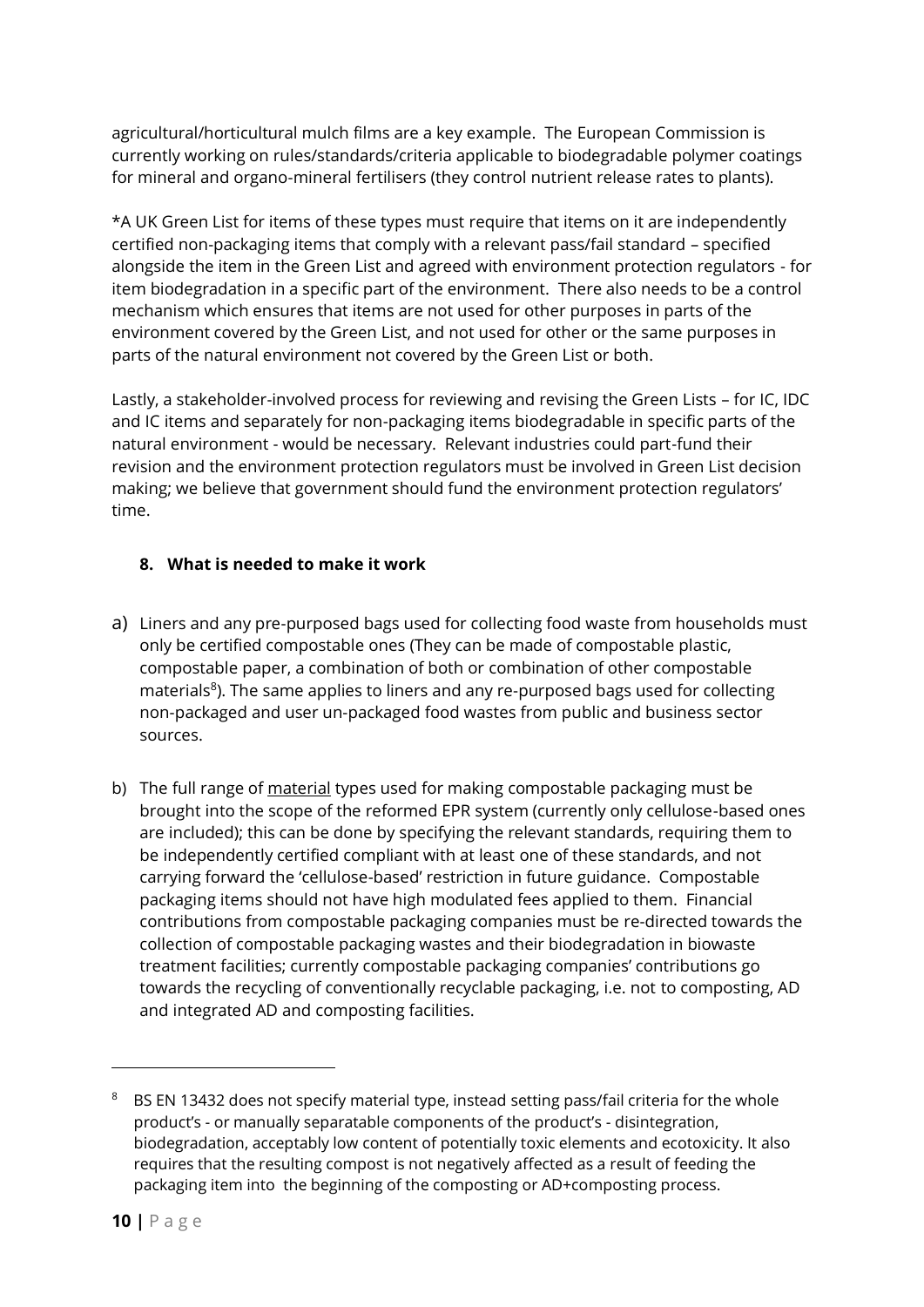agricultural/horticultural mulch films are a key example. The European Commission is currently working on rules/standards/criteria applicable to biodegradable polymer coatings for mineral and organo-mineral fertilisers (they control nutrient release rates to plants).

*A UK Green List for items of these types must require that items on it are independently certified non-packaging items that comply with a relevant pass/fail standard – specified alongside the item in the Green List and agreed with environment protection regulators - for item biodegradation in a specific part of the environment. There also needs to be a control mechanism which ensures that items are not used for other purposes in parts of the environment covered by the Green List, and not used for other or the same purposes in parts of the natural environment not covered by the Green List or both.

Lastly, a stakeholder-involved process for reviewing and revising the Green Lists – for IC, IDC and IC items and separately for non-packaging items biodegradable in specific parts of the natural environment - would be necessary. Relevant industries could part-fund their revision and the environment protection regulators must be involved in Green List decision making; we believe that government should fund the environment protection regulators' time.

## 8. What is needed to make it work

a) Liners and any pre-purposed bags used for collecting food waste from households must only be certified compostable ones (They can be made of compostable plastic, compostable paper, a combination of both or combination of other compostable materials[8]). The same applies to liners and any re-purposed bags used for collecting non-packaged and user un-packaged food wastes from public and business sector sources.

b) The full range of <u>material</u> types used for making compostable packaging must be brought into the scope of the reformed EPR system (currently only cellulose-based ones are included); this can be done by specifying the relevant standards, requiring them to be independently certified compliant with at least one of these standards, and not carrying forward the 'cellulose-based' restriction in future guidance. Compostable packaging items should not have high modulated fees applied to them. Financial contributions from compostable packaging companies must be re-directed towards the collection of compostable packaging wastes and their biodegradation in biowaste treatment facilities; currently compostable packaging companies' contributions go towards the recycling of conventionally recyclable packaging, i.e. not to composting, AD and integrated AD and composting facilities.

---

[8] BS EN 13432 does not specify material type, instead setting pass/fail criteria for the whole product's - or manually separatable components of the product's - disintegration, biodegradation, acceptably low content of potentially toxic elements and ecotoxicity. It also requires that the resulting compost is not negatively affected as a result of feeding the packaging item into the beginning of the composting or AD+composting process.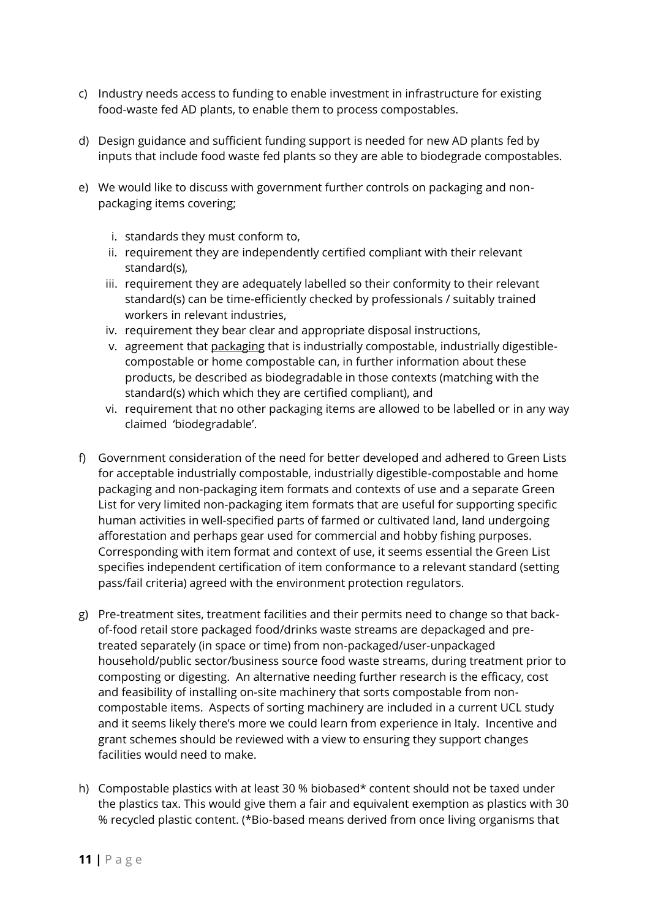c) Industry needs access to funding to enable investment in infrastructure for existing food-waste fed AD plants, to enable them to process compostables.

d) Design guidance and sufficient funding support is needed for new AD plants fed by inputs that include food waste fed plants so they are able to biodegrade compostables.

e) We would like to discuss with government further controls on packaging and non-packaging items covering;

   i. standards they must conform to,
   ii. requirement they are independently certified compliant with their relevant standard(s),
   iii. requirement they are adequately labelled so their conformity to their relevant standard(s) can be time-efficiently checked by professionals / suitably trained workers in relevant industries,
   iv. requirement they bear clear and appropriate disposal instructions,
   v. agreement that <u>packaging</u> that is industrially compostable, industrially digestible-compostable or home compostable can, in further information about these products, be described as biodegradable in those contexts (matching with the standard(s) which which they are certified compliant), and
   vi. requirement that no other packaging items are allowed to be labelled or in any way claimed 'biodegradable'.

f) Government consideration of the need for better developed and adhered to Green Lists for acceptable industrially compostable, industrially digestible-compostable and home packaging and non-packaging item formats and contexts of use and a separate Green List for very limited non-packaging item formats that are useful for supporting specific human activities in well-specified parts of farmed or cultivated land, land undergoing afforestation and perhaps gear used for commercial and hobby fishing purposes. Corresponding with item format and context of use, it seems essential the Green List specifies independent certification of item conformance to a relevant standard (setting pass/fail criteria) agreed with the environment protection regulators.

g) Pre-treatment sites, treatment facilities and their permits need to change so that back-of-food retail store packaged food/drinks waste streams are depackaged and pre-treated separately (in space or time) from non-packaged/user-unpackaged household/public sector/business source food waste streams, during treatment prior to composting or digesting. An alternative needing further research is the efficacy, cost and feasibility of installing on-site machinery that sorts compostable from non-compostable items. Aspects of sorting machinery are included in a current UCL study and it seems likely there's more we could learn from experience in Italy. Incentive and grant schemes should be reviewed with a view to ensuring they support changes facilities would need to make.

h) Compostable plastics with at least 30 % biobased* content should not be taxed under the plastics tax. This would give them a fair and equivalent exemption as plastics with 30 % recycled plastic content. (*Bio-based means derived from once living organisms that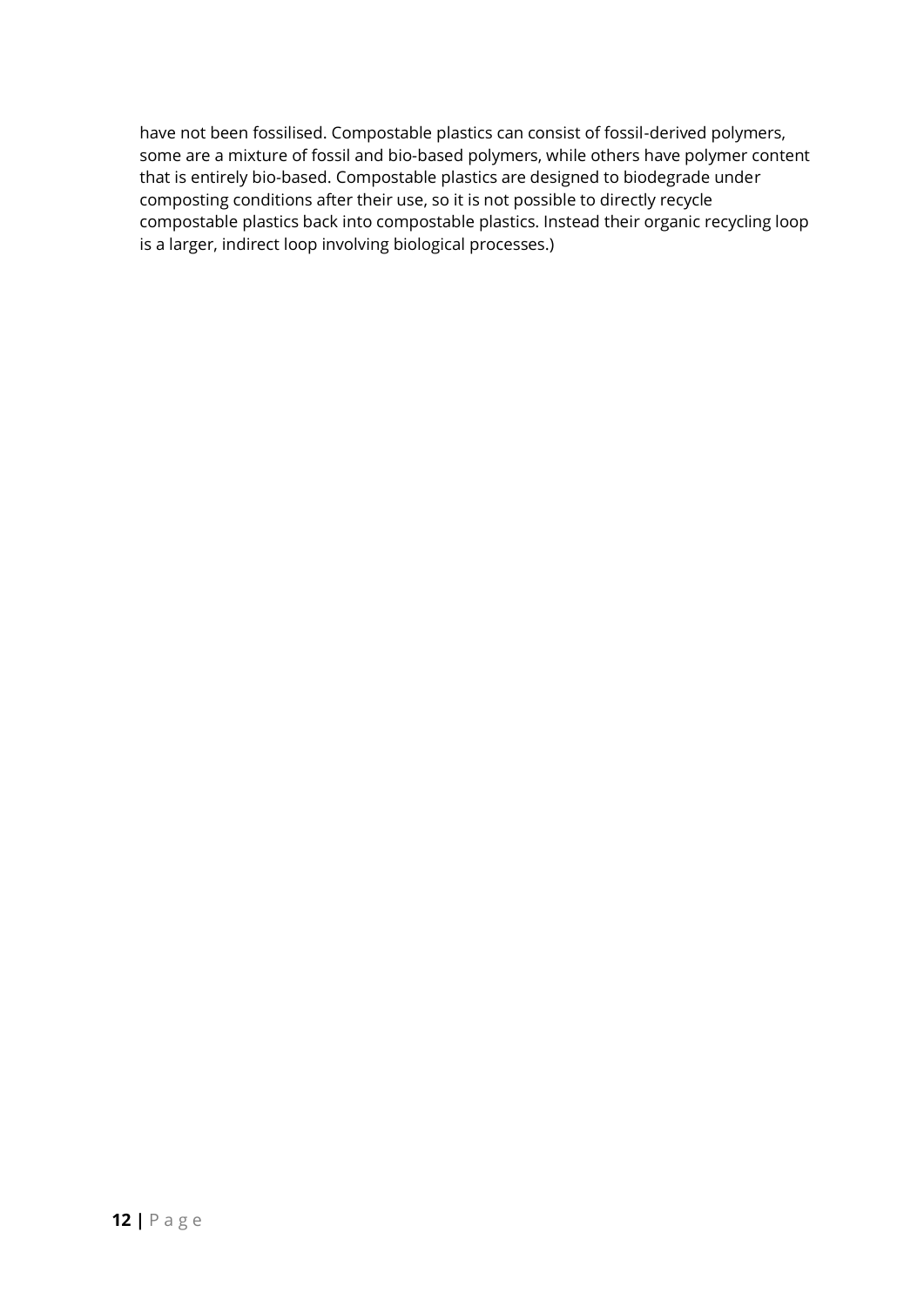have not been fossilised. Compostable plastics can consist of fossil-derived polymers, some are a mixture of fossil and bio-based polymers, while others have polymer content that is entirely bio-based. Compostable plastics are designed to biodegrade under composting conditions after their use, so it is not possible to directly recycle compostable plastics back into compostable plastics. Instead their organic recycling loop is a larger, indirect loop involving biological processes.)